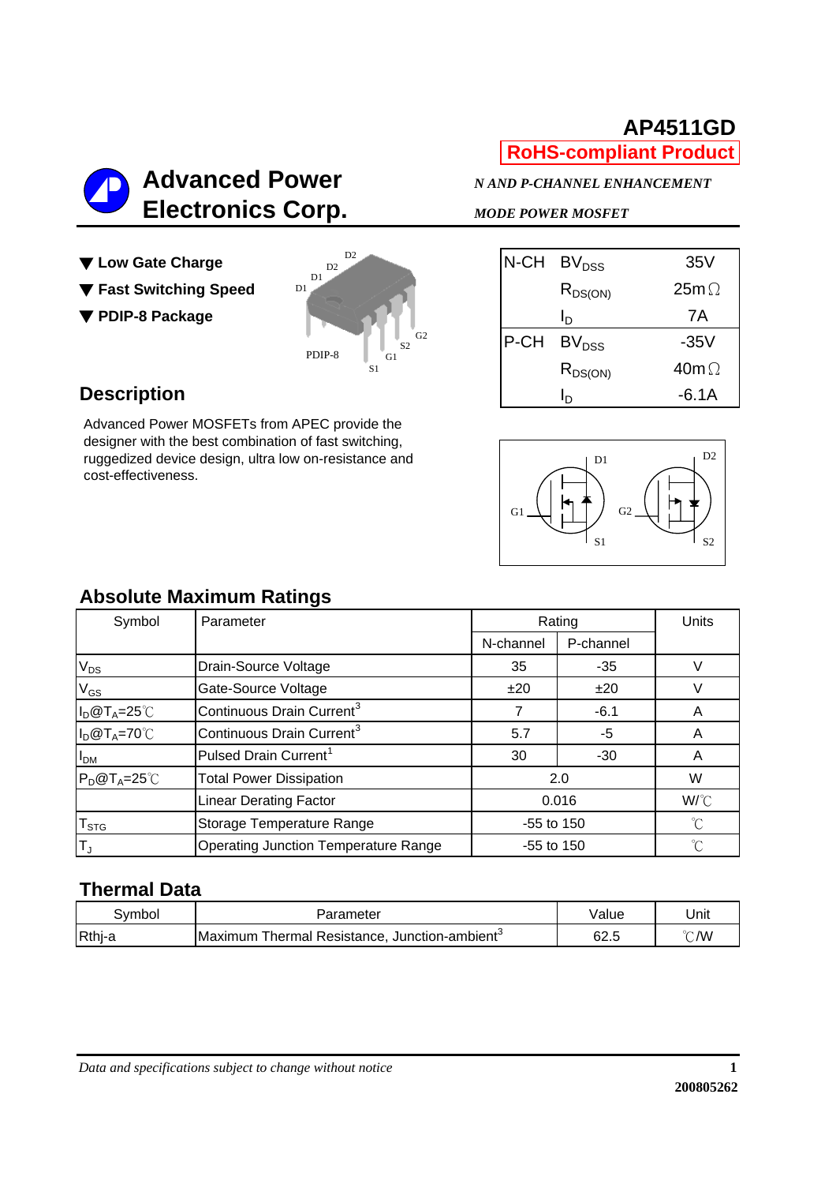# AP4511GD

**RoHS-compliant Product**

## Advanced Power Electronics Corp.

*N AND P-CHANNEL ENHANCEMENT MODE POWER MOSFET*

- ▼ **Low Gate Charge**
- ▼ **Fast Switching Speed**
- ▼ **PDIP-8 Package**

| | | |
|---|---|---|
| N-CH | $BV_{DSS}$ | 35V |
| | $R_{DS(ON)}$ | 25mΩ |
| | $I_D$ | 7A |
| P-CH | $BV_{DSS}$ | -35V |
| | $R_{DS(ON)}$ | 40mΩ |
| | $I_D$ | -6.1A |

## Description

Advanced Power MOSFETs from APEC provide the designer with the best combination of fast switching, ruggedized device design, ultra low on-resistance and cost-effectiveness.

## Absolute Maximum Ratings

| Symbol | Parameter | Rating | | Units |
|---|---|---|---|---|
| | | N-channel | P-channel | |
| $V_{DS}$ | Drain-Source Voltage | 35 | -35 | V |
| $V_{GS}$ | Gate-Source Voltage | ±20 | ±20 | V |
| $I_D@T_A=25℃$ | Continuous Drain Current[3] | 7 | -6.1 | A |
| $I_D@T_A=70℃$ | Continuous Drain Current[3] | 5.7 | -5 | A |
| $I_{DM}$ | Pulsed Drain Current[1] | 30 | -30 | A |
| $P_D@T_A=25℃$ | Total Power Dissipation | 2.0 | | W |
| | Linear Derating Factor | 0.016 | | W/℃ |
| $T_{STG}$ | Storage Temperature Range | -55 to 150 | | ℃ |
| $T_J$ | Operating Junction Temperature Range | -55 to 150 | | ℃ |

## Thermal Data

| Symbol | Parameter | Value | Unit |
|---|---|---|---|
| Rthj-a | Maximum Thermal Resistance, Junction-ambient[3] | 62.5 | ℃/W |

*Data and specifications subject to change without notice*

200805262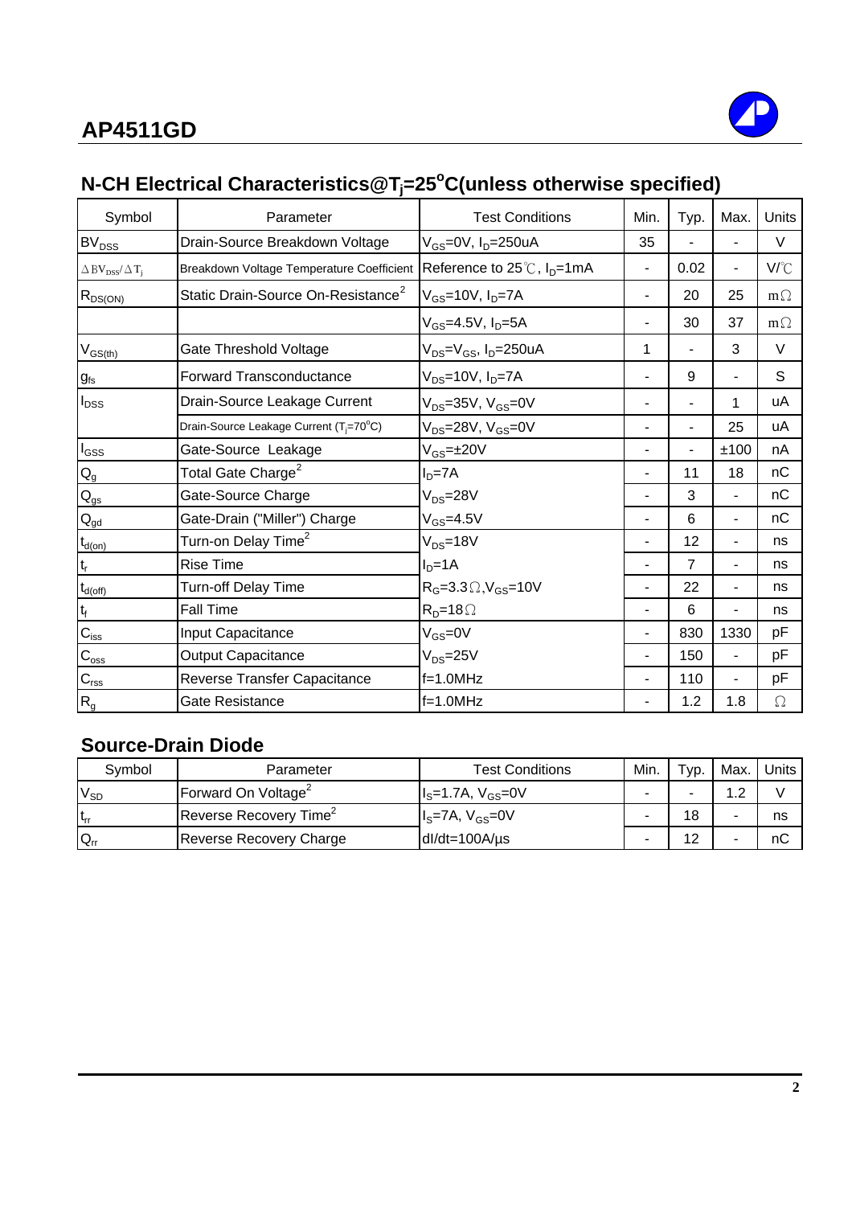# AP4511GD

## N-CH Electrical Characteristics@$T_j$=25°C(unless otherwise specified)

| Symbol | Parameter | Test Conditions | Min. | Typ. | Max. | Units |
|---|---|---|---|---|---|---|
| $BV_{DSS}$ | Drain-Source Breakdown Voltage | $V_{GS}$=0V, $I_D$=250uA | 35 | - | - | V |
| $\Delta BV_{DSS}/\Delta T_j$ | Breakdown Voltage Temperature Coefficient | Reference to 25℃, $I_D$=1mA | - | 0.02 | - | V/℃ |
| $R_{DS(ON)}$ | Static Drain-Source On-Resistance[2] | $V_{GS}$=10V, $I_D$=7A | - | 20 | 25 | mΩ |
| | | $V_{GS}$=4.5V, $I_D$=5A | - | 30 | 37 | mΩ |
| $V_{GS(th)}$ | Gate Threshold Voltage | $V_{DS}$=$V_{GS}$, $I_D$=250uA | 1 | - | 3 | V |
| $g_{fs}$ | Forward Transconductance | $V_{DS}$=10V, $I_D$=7A | - | 9 | - | S |
| $I_{DSS}$ | Drain-Source Leakage Current | $V_{DS}$=35V, $V_{GS}$=0V | - | - | 1 | uA |
| | Drain-Source Leakage Current ($T_j$=70°C) | $V_{DS}$=28V, $V_{GS}$=0V | - | - | 25 | uA |
| $I_{GSS}$ | Gate-Source Leakage | $V_{GS}$=±20V | - | - | ±100 | nA |
| $Q_g$ | Total Gate Charge[2] | $I_D$=7A | - | 11 | 18 | nC |
| $Q_{gs}$ | Gate-Source Charge | $V_{DS}$=28V | - | 3 | - | nC |
| $Q_{gd}$ | Gate-Drain ("Miller") Charge | $V_{GS}$=4.5V | - | 6 | - | nC |
| $t_{d(on)}$ | Turn-on Delay Time[2] | $V_{DS}$=18V | - | 12 | - | ns |
| $t_r$ | Rise Time | $I_D$=1A | - | 7 | - | ns |
| $t_{d(off)}$ | Turn-off Delay Time | $R_G$=3.3Ω,$V_{GS}$=10V | - | 22 | - | ns |
| $t_f$ | Fall Time | $R_D$=18Ω | - | 6 | - | ns |
| $C_{iss}$ | Input Capacitance | $V_{GS}$=0V | - | 830 | 1330 | pF |
| $C_{oss}$ | Output Capacitance | $V_{DS}$=25V | - | 150 | - | pF |
| $C_{rss}$ | Reverse Transfer Capacitance | f=1.0MHz | - | 110 | - | pF |
| $R_g$ | Gate Resistance | f=1.0MHz | - | 1.2 | 1.8 | Ω |

## Source-Drain Diode

| Symbol | Parameter | Test Conditions | Min. | Typ. | Max. | Units |
|---|---|---|---|---|---|---|
| $V_{SD}$ | Forward On Voltage[2] | $I_S$=1.7A, $V_{GS}$=0V | - | - | 1.2 | V |
| $t_{rr}$ | Reverse Recovery Time[2] | $I_S$=7A, $V_{GS}$=0V | - | 18 | - | ns |
| $Q_{rr}$ | Reverse Recovery Charge | dI/dt=100A/µs | - | 12 | - | nC |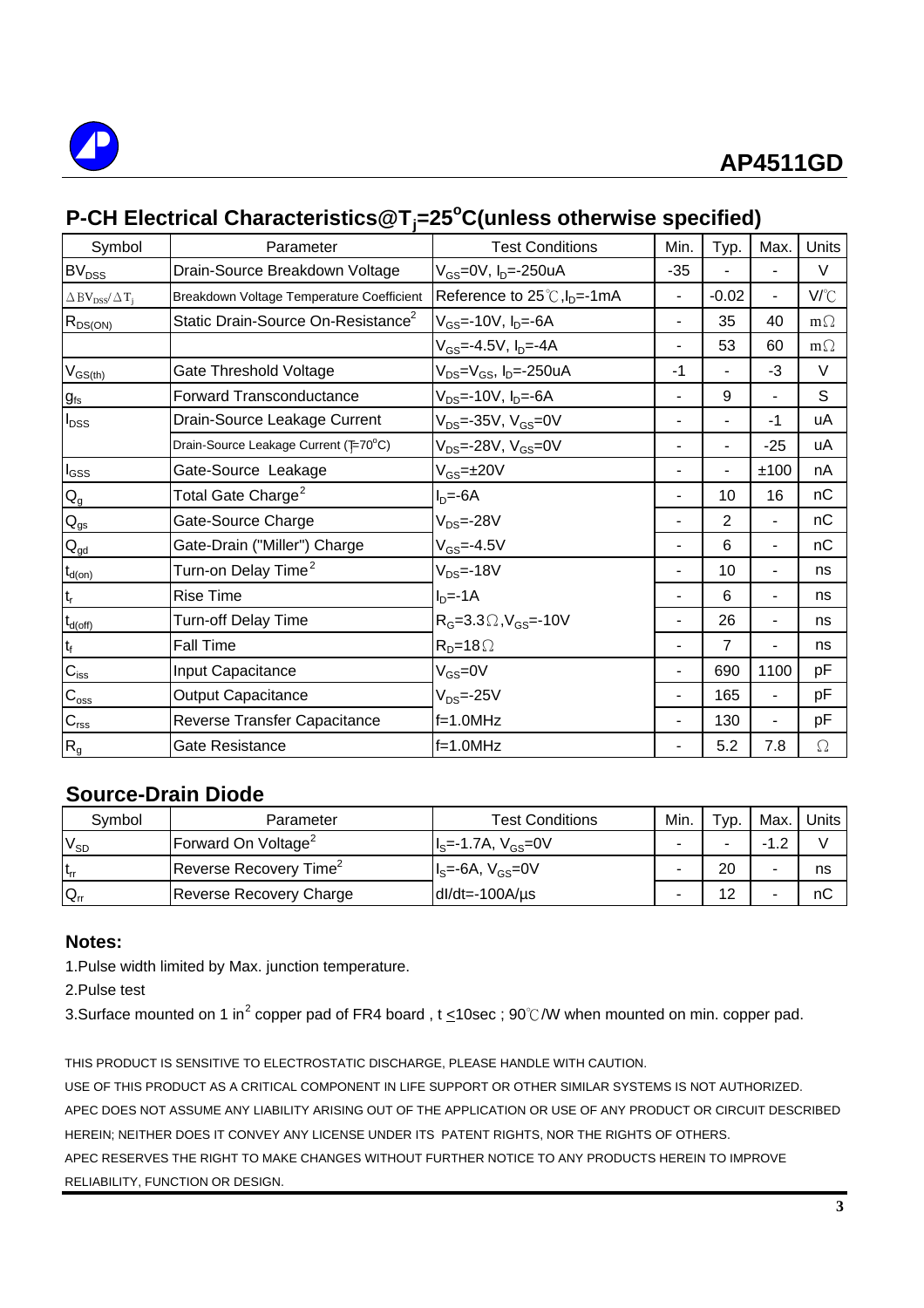## P-CH Electrical Characteristics@$T_j$=25°C(unless otherwise specified)

| Symbol | Parameter | Test Conditions | Min. | Typ. | Max. | Units |
|---|---|---|---|---|---|---|
| $BV_{DSS}$ | Drain-Source Breakdown Voltage | $V_{GS}$=0V, $I_D$=-250uA | -35 | - | - | V |
| $\Delta BV_{DSS}/\Delta T_j$ | Breakdown Voltage Temperature Coefficient | Reference to 25℃, $I_D$=-1mA | - | -0.02 | - | V/℃ |
| $R_{DS(ON)}$ | Static Drain-Source On-Resistance[2] | $V_{GS}$=-10V, $I_D$=-6A | - | 35 | 40 | mΩ |
| | | $V_{GS}$=-4.5V, $I_D$=-4A | - | 53 | 60 | mΩ |
| $V_{GS(th)}$ | Gate Threshold Voltage | $V_{DS}$=$V_{GS}$, $I_D$=-250uA | -1 | - | -3 | V |
| $g_{fs}$ | Forward Transconductance | $V_{DS}$=-10V, $I_D$=-6A | - | 9 | - | S |
| $I_{DSS}$ | Drain-Source Leakage Current | $V_{DS}$=-35V, $V_{GS}$=0V | - | - | -1 | uA |
| | Drain-Source Leakage Current ($T_j$=70°C) | $V_{DS}$=-28V, $V_{GS}$=0V | - | - | -25 | uA |
| $I_{GSS}$ | Gate-Source Leakage | $V_{GS}$=±20V | - | - | ±100 | nA |
| $Q_g$ | Total Gate Charge[2] | $I_D$=-6A | - | 10 | 16 | nC |
| $Q_{gs}$ | Gate-Source Charge | $V_{DS}$=-28V | - | 2 | - | nC |
| $Q_{gd}$ | Gate-Drain ("Miller") Charge | $V_{GS}$=-4.5V | - | 6 | - | nC |
| $t_{d(on)}$ | Turn-on Delay Time[2] | $V_{DS}$=-18V | - | 10 | - | ns |
| $t_r$ | Rise Time | $I_D$=-1A | - | 6 | - | ns |
| $t_{d(off)}$ | Turn-off Delay Time | $R_G$=3.3Ω, $V_{GS}$=-10V | - | 26 | - | ns |
| $t_f$ | Fall Time | $R_D$=18Ω | - | 7 | - | ns |
| $C_{iss}$ | Input Capacitance | $V_{GS}$=0V | - | 690 | 1100 | pF |
| $C_{oss}$ | Output Capacitance | $V_{DS}$=-25V | - | 165 | - | pF |
| $C_{rss}$ | Reverse Transfer Capacitance | f=1.0MHz | - | 130 | - | pF |
| $R_g$ | Gate Resistance | f=1.0MHz | - | 5.2 | 7.8 | Ω |

## Source-Drain Diode

| Symbol | Parameter | Test Conditions | Min. | Typ. | Max. | Units |
|---|---|---|---|---|---|---|
| $V_{SD}$ | Forward On Voltage[2] | $I_S$=-1.7A, $V_{GS}$=0V | - | - | -1.2 | V |
| $t_{rr}$ | Reverse Recovery Time[2] | $I_S$=-6A, $V_{GS}$=0V | - | 20 | - | ns |
| $Q_{rr}$ | Reverse Recovery Charge | dI/dt=-100A/µs | - | 12 | - | nC |

## Notes:

1.Pulse width limited by Max. junction temperature.

2.Pulse test

3.Surface mounted on 1 in$^2$ copper pad of FR4 board , t ≤10sec ; 90℃/W when mounted on min. copper pad.

THIS PRODUCT IS SENSITIVE TO ELECTROSTATIC DISCHARGE, PLEASE HANDLE WITH CAUTION.

USE OF THIS PRODUCT AS A CRITICAL COMPONENT IN LIFE SUPPORT OR OTHER SIMILAR SYSTEMS IS NOT AUTHORIZED.

APEC DOES NOT ASSUME ANY LIABILITY ARISING OUT OF THE APPLICATION OR USE OF ANY PRODUCT OR CIRCUIT DESCRIBED HEREIN; NEITHER DOES IT CONVEY ANY LICENSE UNDER ITS PATENT RIGHTS, NOR THE RIGHTS OF OTHERS.

APEC RESERVES THE RIGHT TO MAKE CHANGES WITHOUT FURTHER NOTICE TO ANY PRODUCTS HEREIN TO IMPROVE RELIABILITY, FUNCTION OR DESIGN.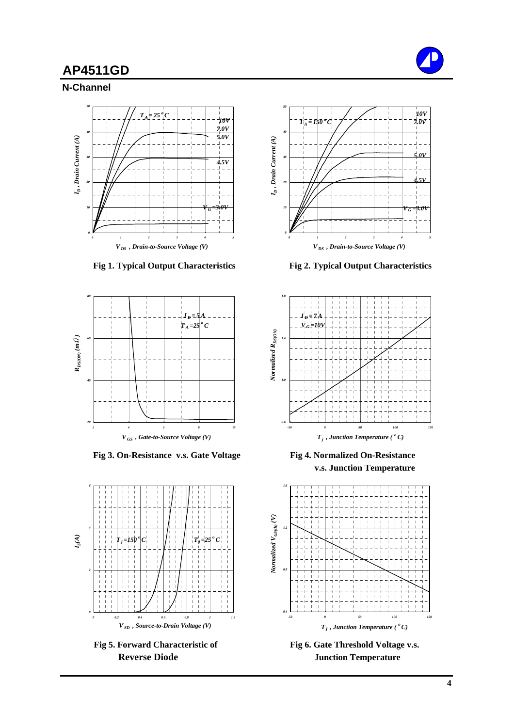# AP4511GD

## N-Channel

Fig 1. Typical Output Characteristics

Fig 2. Typical Output Characteristics

Fig 3. On-Resistance v.s. Gate Voltage

Fig 4. Normalized On-Resistance v.s. Junction Temperature

Fig 5. Forward Characteristic of Reverse Diode

Fig 6. Gate Threshold Voltage v.s. Junction Temperature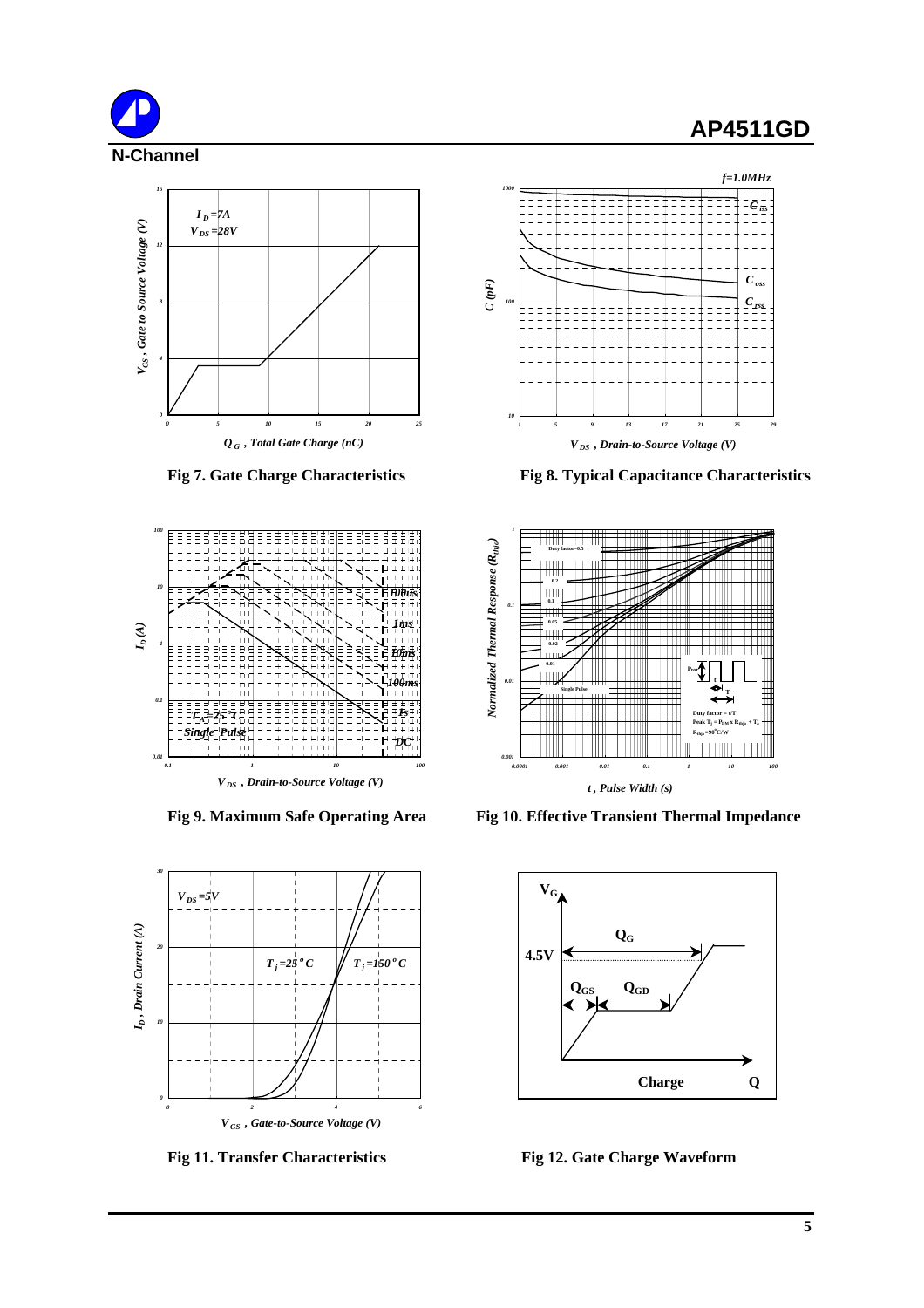## N-Channel

Fig 7. Gate Charge Characteristics

Fig 8. Typical Capacitance Characteristics

Fig 9. Maximum Safe Operating Area

Fig 10. Effective Transient Thermal Impedance

Fig 11. Transfer Characteristics

Fig 12. Gate Charge Waveform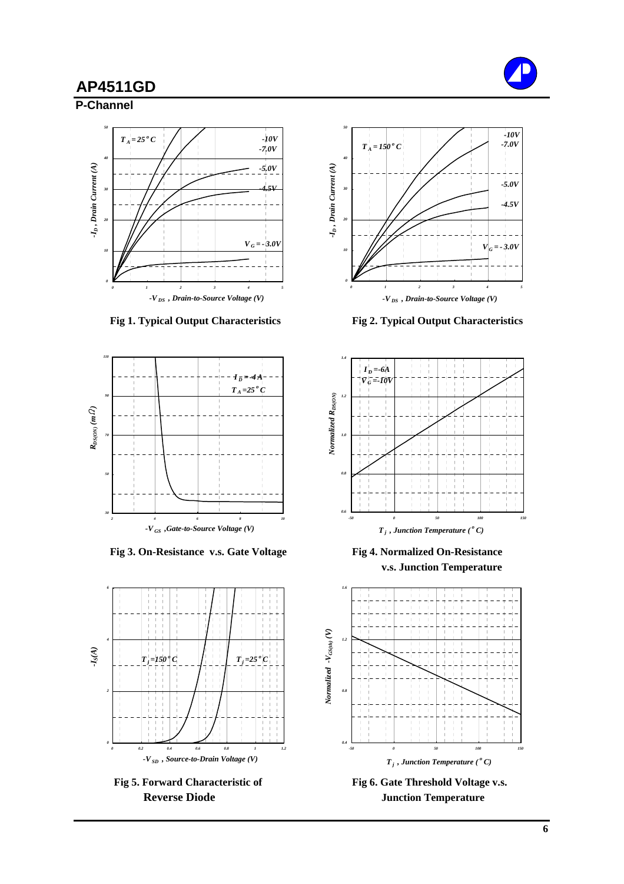## AP4511GD

### P-Channel

Fig 1. Typical Output Characteristics

Fig 2. Typical Output Characteristics

Fig 3. On-Resistance v.s. Gate Voltage

Fig 4. Normalized On-Resistance v.s. Junction Temperature

Fig 5. Forward Characteristic of Reverse Diode

Fig 6. Gate Threshold Voltage v.s. Junction Temperature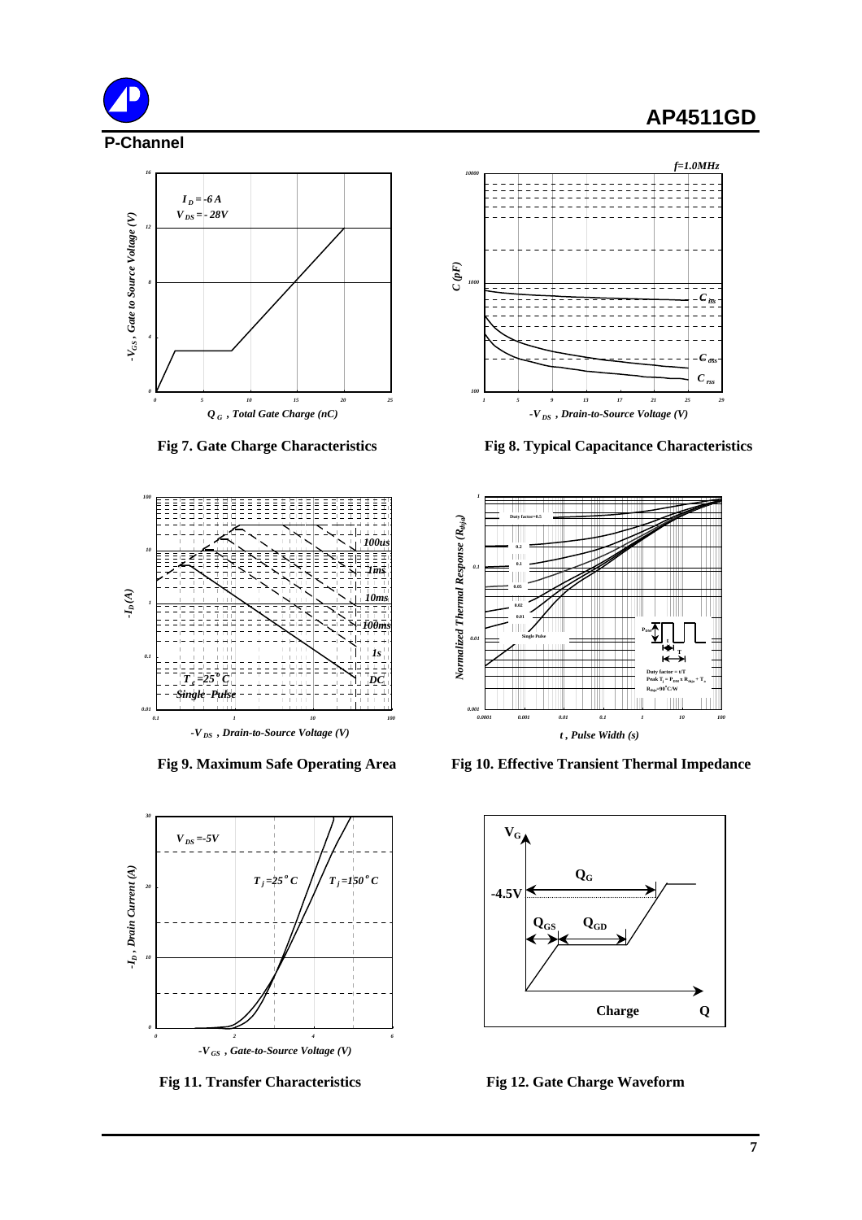## P-Channel

Fig 7. Gate Charge Characteristics

Fig 8. Typical Capacitance Characteristics

Fig 9. Maximum Safe Operating Area

Fig 10. Effective Transient Thermal Impedance

Fig 11. Transfer Characteristics

Fig 12. Gate Charge Waveform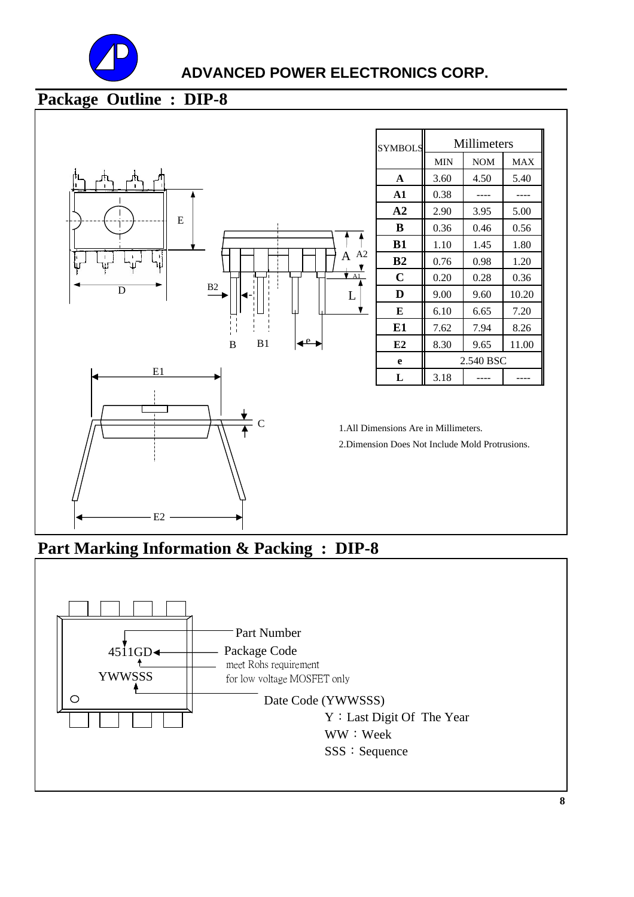ADVANCED POWER ELECTRONICS CORP.

## Package Outline : DIP-8

| SYMBOLS | Millimeters | | |
|---|---|---|---|
| | MIN | NOM | MAX |
| **A** | 3.60 | 4.50 | 5.40 |
| **A1** | 0.38 | ---- | ---- |
| **A2** | 2.90 | 3.95 | 5.00 |
| **B** | 0.36 | 0.46 | 0.56 |
| **B1** | 1.10 | 1.45 | 1.80 |
| **B2** | 0.76 | 0.98 | 1.20 |
| **C** | 0.20 | 0.28 | 0.36 |
| **D** | 9.00 | 9.60 | 10.20 |
| **E** | 6.10 | 6.65 | 7.20 |
| **E1** | 7.62 | 7.94 | 8.26 |
| **E2** | 8.30 | 9.65 | 11.00 |
| **e** | 2.540 BSC | | |
| **L** | 3.18 | ---- | ---- |

E

D

B2

A

A2

A1

L

B

B1

e

E1

C

E2

1.All Dimensions Are in Millimeters.

2.Dimension Does Not Include Mold Protrusions.

## Part Marking Information & Packing : DIP-8

4511GD

YWWSSS

Part Number

Package Code

meet Rohs requirement

for low voltage MOSFET only

Date Code (YWWSSS)

Y：Last Digit Of The Year

WW：Week

SSS：Sequence